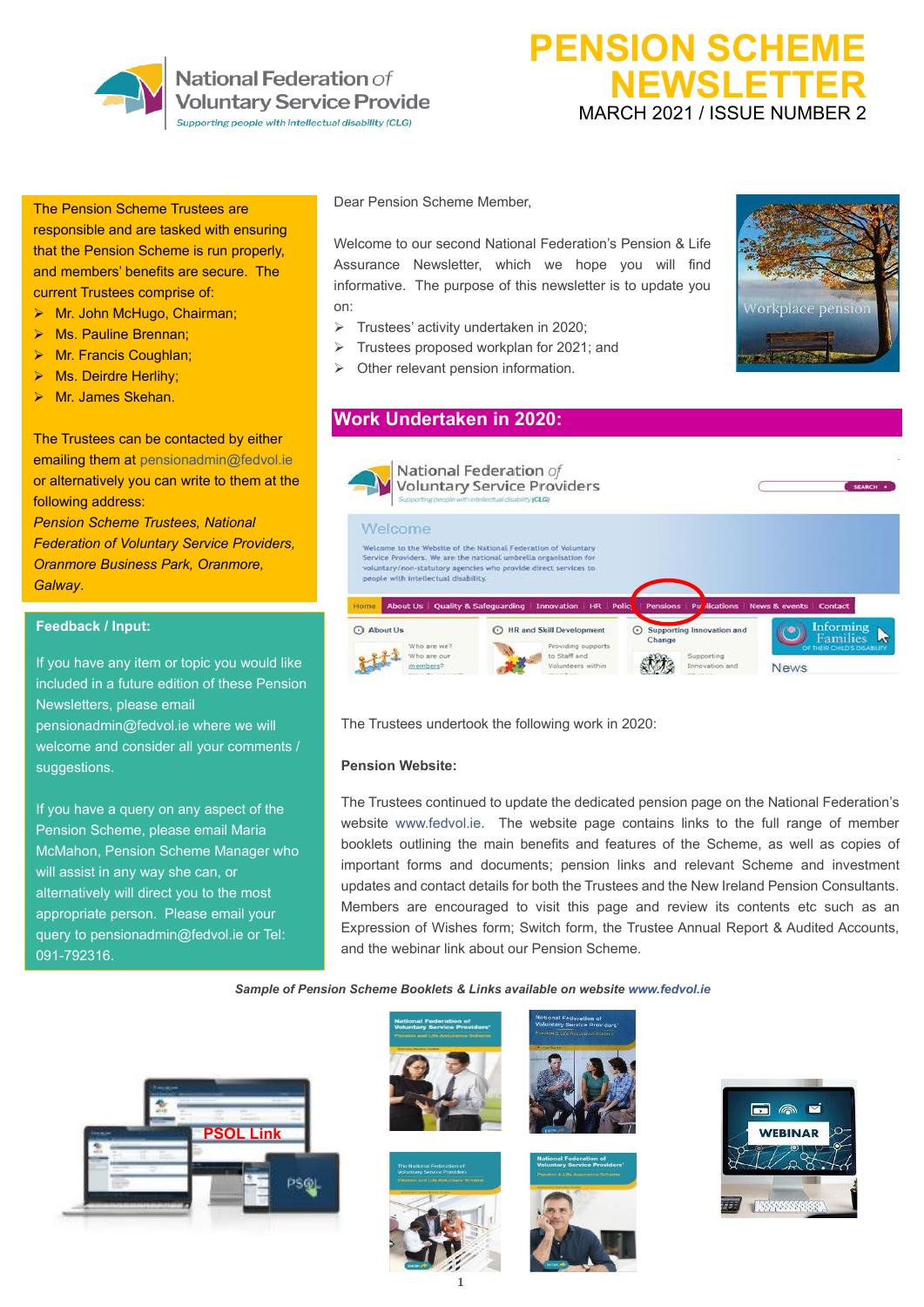# PENSION SCHEME NEWSLETTER

MARCH 2021 / ISSUE NUMBER 2

The Pension Scheme Trustees are responsible and are tasked with ensuring that the Pension Scheme is run properly, and members' benefits are secure. The current Trustees comprise of:

- Mr. John McHugo, Chairman;
- Ms. Pauline Brennan;
- Mr. Francis Coughlan;
- Ms. Deirdre Herlihy;
- Mr. James Skehan.

The Trustees can be contacted by either emailing them at pensionadmin@fedvol.ie or alternatively you can write to them at the following address:

*Pension Scheme Trustees, National Federation of Voluntary Service Providers, Oranmore Business Park, Oranmore, Galway*.

**Feedback / Input:**

If you have any item or topic you would like included in a future edition of these Pension Newsletters, please email pensionadmin@fedvol.ie where we will welcome and consider all your comments / suggestions.

If you have a query on any aspect of the Pension Scheme, please email Maria McMahon, Pension Scheme Manager who will assist in any way she can, or alternatively will direct you to the most appropriate person. Please email your query to pensionadmin@fedvol.ie or Tel: 091-792316.

Dear Pension Scheme Member,

Welcome to our second National Federation's Pension & Life Assurance Newsletter, which we hope you will find informative. The purpose of this newsletter is to update you on:

- Trustees' activity undertaken in 2020;
- Trustees proposed workplan for 2021; and
- Other relevant pension information.

## Work Undertaken in 2020:

The Trustees undertook the following work in 2020:

**Pension Website:**

The Trustees continued to update the dedicated pension page on the National Federation's website www.fedvol.ie. The website page contains links to the full range of member booklets outlining the main benefits and features of the Scheme, as well as copies of important forms and documents; pension links and relevant Scheme and investment updates and contact details for both the Trustees and the New Ireland Pension Consultants. Members are encouraged to visit this page and review its contents etc such as an Expression of Wishes form; Switch form, the Trustee Annual Report & Audited Accounts, and the webinar link about our Pension Scheme.

*Sample of Pension Scheme Booklets & Links available on website www.fedvol.ie*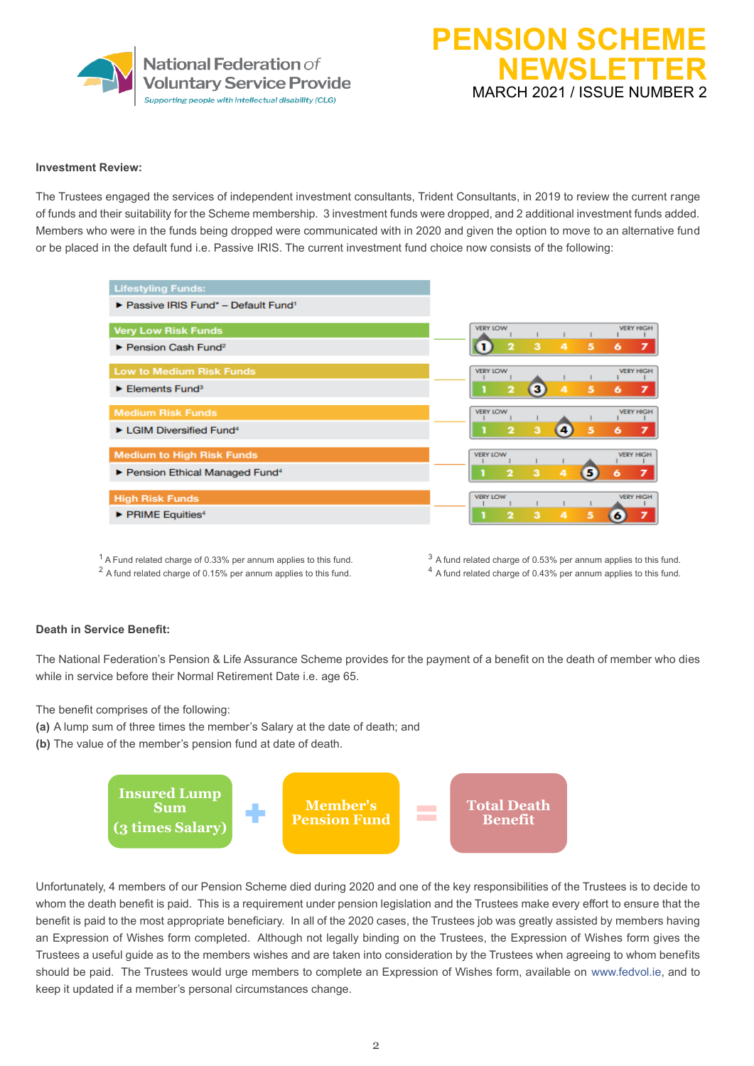# PENSION SCHEME NEWSLETTER

MARCH 2021 / ISSUE NUMBER 2

National Federation of Voluntary Service Provide

*Supporting people with intellectual disability (CLG)*

**Investment Review:**

The Trustees engaged the services of independent investment consultants, Trident Consultants, in 2019 to review the current range of funds and their suitability for the Scheme membership. 3 investment funds were dropped, and 2 additional investment funds added. Members who were in the funds being dropped were communicated with in 2020 and given the option to move to an alternative fund or be placed in the default fund i.e. Passive IRIS. The current investment fund choice now consists of the following:

| Fund Category | Fund | Risk Rating (1 Very Low – 7 Very High) |
|---|---|---|
| Lifestyling Funds: | ► Passive IRIS Fund* – Default Fund[1] | |
| Very Low Risk Funds | ► Pension Cash Fund[2] | 1 |
| Low to Medium Risk Funds | ► Elements Fund[3] | 3 |
| Medium Risk Funds | ► LGIM Diversified Fund[4] | 4 |
| Medium to High Risk Funds | ► Pension Ethical Managed Fund[4] | 5 |
| High Risk Funds | ► PRIME Equities[4] | 6 |

[1] A Fund related charge of 0.33% per annum applies to this fund.
[2] A fund related charge of 0.15% per annum applies to this fund.
[3] A fund related charge of 0.53% per annum applies to this fund.
[4] A fund related charge of 0.43% per annum applies to this fund.

**Death in Service Benefit:**

The National Federation's Pension & Life Assurance Scheme provides for the payment of a benefit on the death of member who dies while in service before their Normal Retirement Date i.e. age 65.

The benefit comprises of the following:
**(a)** A lump sum of three times the member's Salary at the date of death; and
**(b)** The value of the member's pension fund at date of death.

Insured Lump Sum (3 times Salary) + Member's Pension Fund = Total Death Benefit

Unfortunately, 4 members of our Pension Scheme died during 2020 and one of the key responsibilities of the Trustees is to decide to whom the death benefit is paid. This is a requirement under pension legislation and the Trustees make every effort to ensure that the benefit is paid to the most appropriate beneficiary. In all of the 2020 cases, the Trustees job was greatly assisted by members having an Expression of Wishes form completed. Although not legally binding on the Trustees, the Expression of Wishes form gives the Trustees a useful guide as to the members wishes and are taken into consideration by the Trustees when agreeing to whom benefits should be paid. The Trustees would urge members to complete an Expression of Wishes form, available on www.fedvol.ie, and to keep it updated if a member's personal circumstances change.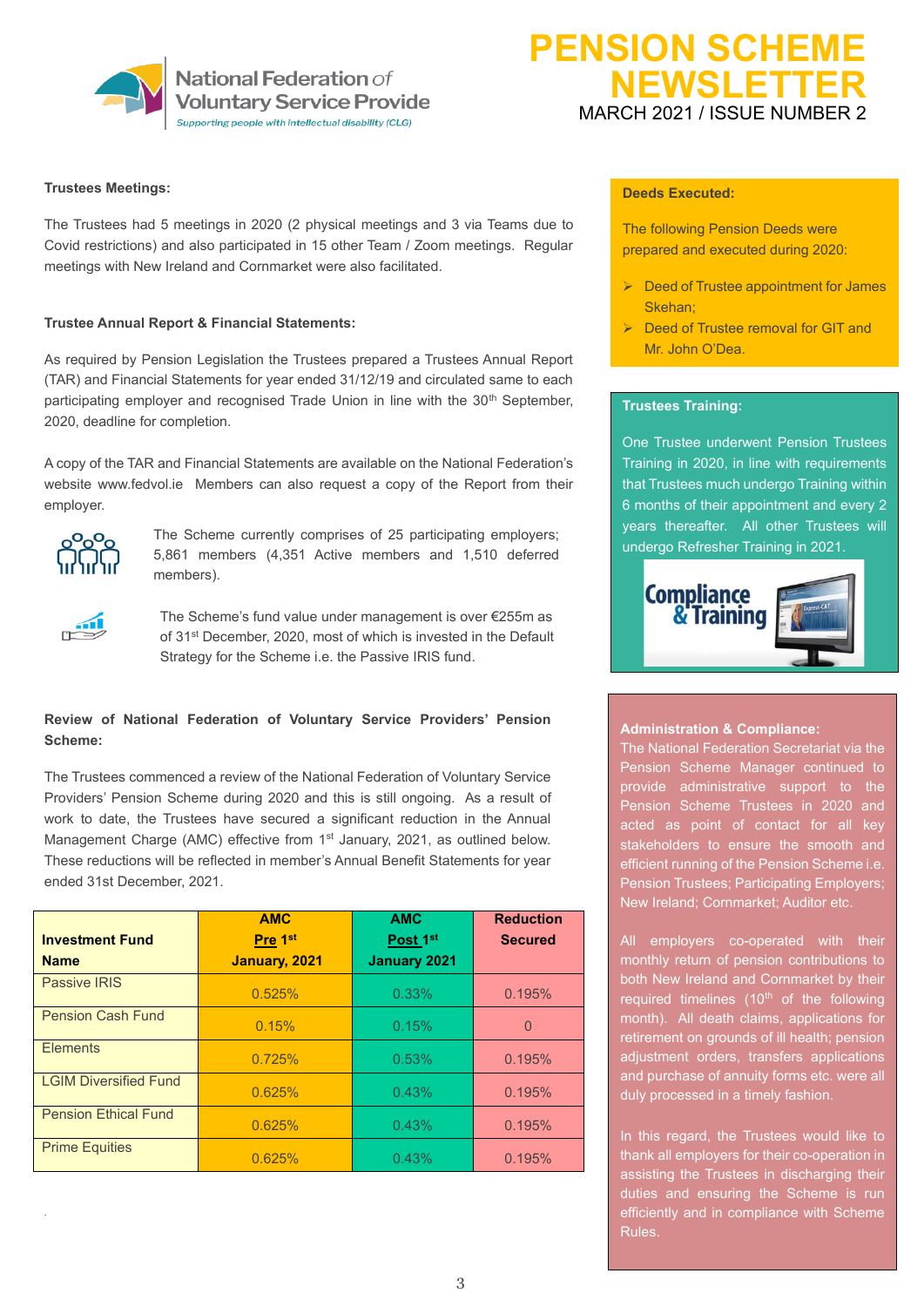# PENSION SCHEME NEWSLETTER

MARCH 2021 / ISSUE NUMBER 2

National Federation of Voluntary Service Provide

*Supporting people with intellectual disability (CLG)*

**Trustees Meetings:**

The Trustees had 5 meetings in 2020 (2 physical meetings and 3 via Teams due to Covid restrictions) and also participated in 15 other Team / Zoom meetings. Regular meetings with New Ireland and Cornmarket were also facilitated.

**Trustee Annual Report & Financial Statements:**

As required by Pension Legislation the Trustees prepared a Trustees Annual Report (TAR) and Financial Statements for year ended 31/12/19 and circulated same to each participating employer and recognised Trade Union in line with the 30th September, 2020, deadline for completion.

A copy of the TAR and Financial Statements are available on the National Federation's website www.fedvol.ie Members can also request a copy of the Report from their employer.

The Scheme currently comprises of 25 participating employers; 5,861 members (4,351 Active members and 1,510 deferred members).

The Scheme's fund value under management is over €255m as of 31st December, 2020, most of which is invested in the Default Strategy for the Scheme i.e. the Passive IRIS fund.

**Review of National Federation of Voluntary Service Providers' Pension Scheme:**

The Trustees commenced a review of the National Federation of Voluntary Service Providers' Pension Scheme during 2020 and this is still ongoing. As a result of work to date, the Trustees have secured a significant reduction in the Annual Management Charge (AMC) effective from 1st January, 2021, as outlined below. These reductions will be reflected in member's Annual Benefit Statements for year ended 31st December, 2021.

| Investment Fund Name | AMC Pre 1st January, 2021 | AMC Post 1st January 2021 | Reduction Secured |
|---|---|---|---|
| Passive IRIS | 0.525% | 0.33% | 0.195% |
| Pension Cash Fund | 0.15% | 0.15% | 0 |
| Elements | 0.725% | 0.53% | 0.195% |
| LGIM Diversified Fund | 0.625% | 0.43% | 0.195% |
| Pension Ethical Fund | 0.625% | 0.43% | 0.195% |
| Prime Equities | 0.625% | 0.43% | 0.195% |

**Deeds Executed:**

The following Pension Deeds were prepared and executed during 2020:

- Deed of Trustee appointment for James Skehan;
- Deed of Trustee removal for GIT and Mr. John O'Dea.

**Trustees Training:**

One Trustee underwent Pension Trustees Training in 2020, in line with requirements that Trustees much undergo Training within 6 months of their appointment and every 2 years thereafter. All other Trustees will undergo Refresher Training in 2021.

**Administration & Compliance:**

The National Federation Secretariat via the Pension Scheme Manager continued to provide administrative support to the Pension Scheme Trustees in 2020 and acted as point of contact for all key stakeholders to ensure the smooth and efficient running of the Pension Scheme i.e. Pension Trustees; Participating Employers; New Ireland; Cornmarket; Auditor etc.

All employers co-operated with their monthly return of pension contributions to both New Ireland and Cornmarket by their required timelines (10th of the following month). All death claims, applications for retirement on grounds of ill health; pension adjustment orders, transfers applications and purchase of annuity forms etc. were all duly processed in a timely fashion.

In this regard, the Trustees would like to thank all employers for their co-operation in assisting the Trustees in discharging their duties and ensuring the Scheme is run efficiently and in compliance with Scheme Rules.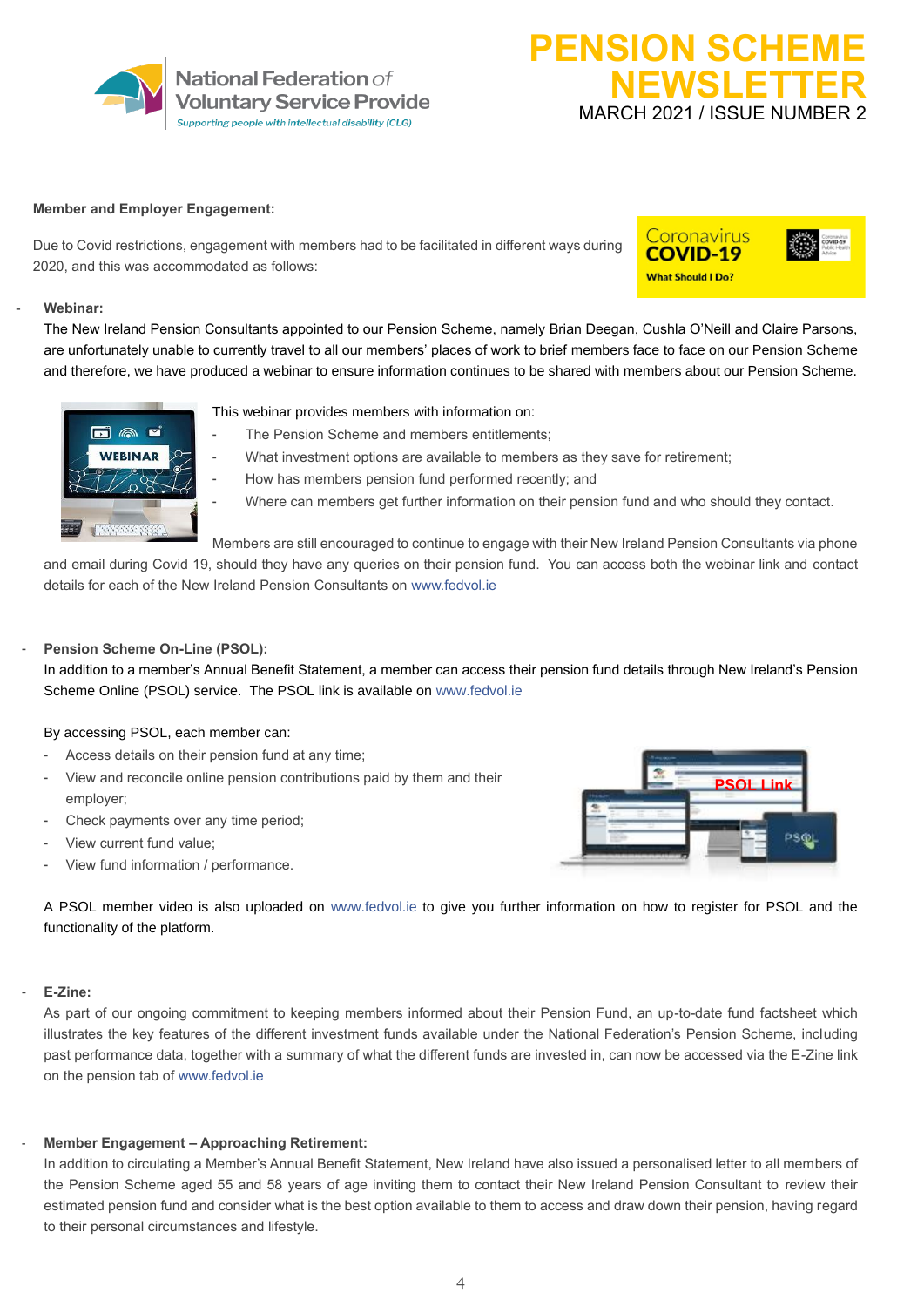## Member and Employer Engagement:

Due to Covid restrictions, engagement with members had to be facilitated in different ways during 2020, and this was accommodated as follows:

- **Webinar:**

  The New Ireland Pension Consultants appointed to our Pension Scheme, namely Brian Deegan, Cushla O'Neill and Claire Parsons, are unfortunately unable to currently travel to all our members' places of work to brief members face to face on our Pension Scheme and therefore, we have produced a webinar to ensure information continues to be shared with members about our Pension Scheme.

  This webinar provides members with information on:
  - The Pension Scheme and members entitlements;
  - What investment options are available to members as they save for retirement;
  - How has members pension fund performed recently; and
  - Where can members get further information on their pension fund and who should they contact.

  Members are still encouraged to continue to engage with their New Ireland Pension Consultants via phone and email during Covid 19, should they have any queries on their pension fund. You can access both the webinar link and contact details for each of the New Ireland Pension Consultants on www.fedvol.ie

- **Pension Scheme On-Line (PSOL):**

  In addition to a member's Annual Benefit Statement, a member can access their pension fund details through New Ireland's Pension Scheme Online (PSOL) service. The PSOL link is available on www.fedvol.ie

  By accessing PSOL, each member can:
  - Access details on their pension fund at any time;
  - View and reconcile online pension contributions paid by them and their employer;
  - Check payments over any time period;
  - View current fund value;
  - View fund information / performance.

  A PSOL member video is also uploaded on www.fedvol.ie to give you further information on how to register for PSOL and the functionality of the platform.

- **E-Zine:**

  As part of our ongoing commitment to keeping members informed about their Pension Fund, an up-to-date fund factsheet which illustrates the key features of the different investment funds available under the National Federation's Pension Scheme, including past performance data, together with a summary of what the different funds are invested in, can now be accessed via the E-Zine link on the pension tab of www.fedvol.ie

- **Member Engagement – Approaching Retirement:**

  In addition to circulating a Member's Annual Benefit Statement, New Ireland have also issued a personalised letter to all members of the Pension Scheme aged 55 and 58 years of age inviting them to contact their New Ireland Pension Consultant to review their estimated pension fund and consider what is the best option available to them to access and draw down their pension, having regard to their personal circumstances and lifestyle.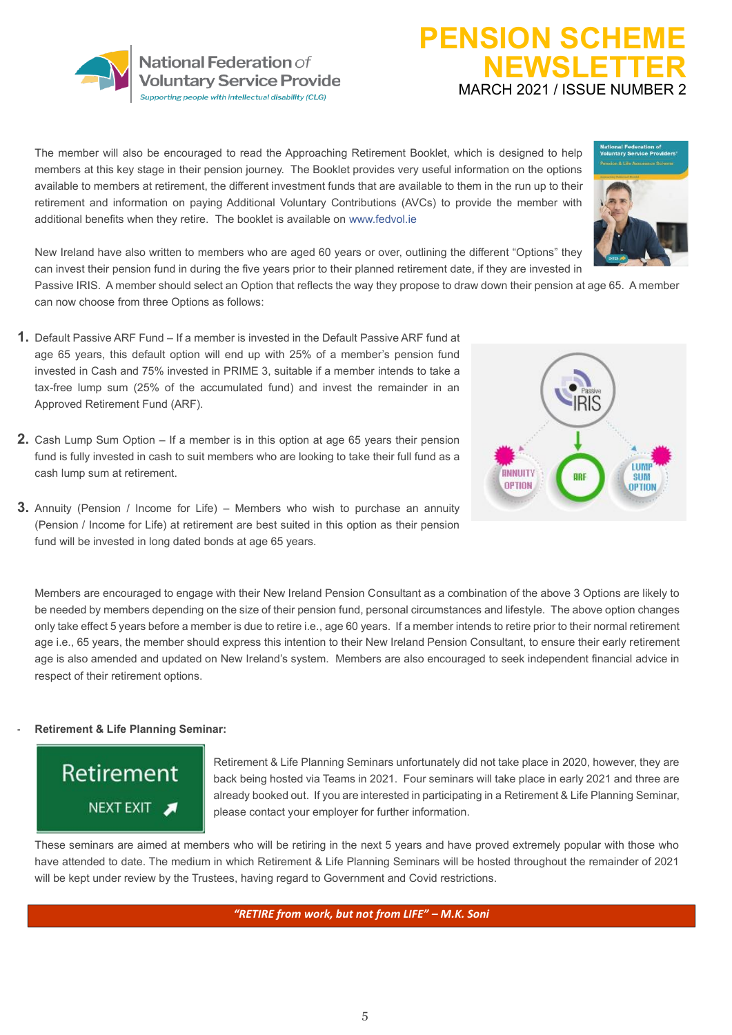The member will also be encouraged to read the Approaching Retirement Booklet, which is designed to help members at this key stage in their pension journey. The Booklet provides very useful information on the options available to members at retirement, the different investment funds that are available to them in the run up to their retirement and information on paying Additional Voluntary Contributions (AVCs) to provide the member with additional benefits when they retire. The booklet is available on www.fedvol.ie

New Ireland have also written to members who are aged 60 years or over, outlining the different "Options" they can invest their pension fund in during the five years prior to their planned retirement date, if they are invested in Passive IRIS. A member should select an Option that reflects the way they propose to draw down their pension at age 65. A member can now choose from three Options as follows:

1. Default Passive ARF Fund – If a member is invested in the Default Passive ARF fund at age 65 years, this default option will end up with 25% of a member's pension fund invested in Cash and 75% invested in PRIME 3, suitable if a member intends to take a tax-free lump sum (25% of the accumulated fund) and invest the remainder in an Approved Retirement Fund (ARF).

2. Cash Lump Sum Option – If a member is in this option at age 65 years their pension fund is fully invested in cash to suit members who are looking to take their full fund as a cash lump sum at retirement.

3. Annuity (Pension / Income for Life) – Members who wish to purchase an annuity (Pension / Income for Life) at retirement are best suited in this option as their pension fund will be invested in long dated bonds at age 65 years.

Members are encouraged to engage with their New Ireland Pension Consultant as a combination of the above 3 Options are likely to be needed by members depending on the size of their pension fund, personal circumstances and lifestyle. The above option changes only take effect 5 years before a member is due to retire i.e., age 60 years. If a member intends to retire prior to their normal retirement age i.e., 65 years, the member should express this intention to their New Ireland Pension Consultant, to ensure their early retirement age is also amended and updated on New Ireland's system. Members are also encouraged to seek independent financial advice in respect of their retirement options.

- **Retirement & Life Planning Seminar:**

Retirement & Life Planning Seminars unfortunately did not take place in 2020, however, they are back being hosted via Teams in 2021. Four seminars will take place in early 2021 and three are already booked out. If you are interested in participating in a Retirement & Life Planning Seminar, please contact your employer for further information.

These seminars are aimed at members who will be retiring in the next 5 years and have proved extremely popular with those who have attended to date. The medium in which Retirement & Life Planning Seminars will be hosted throughout the remainder of 2021 will be kept under review by the Trustees, having regard to Government and Covid restrictions.

***"RETIRE from work, but not from LIFE" – M.K. Soni***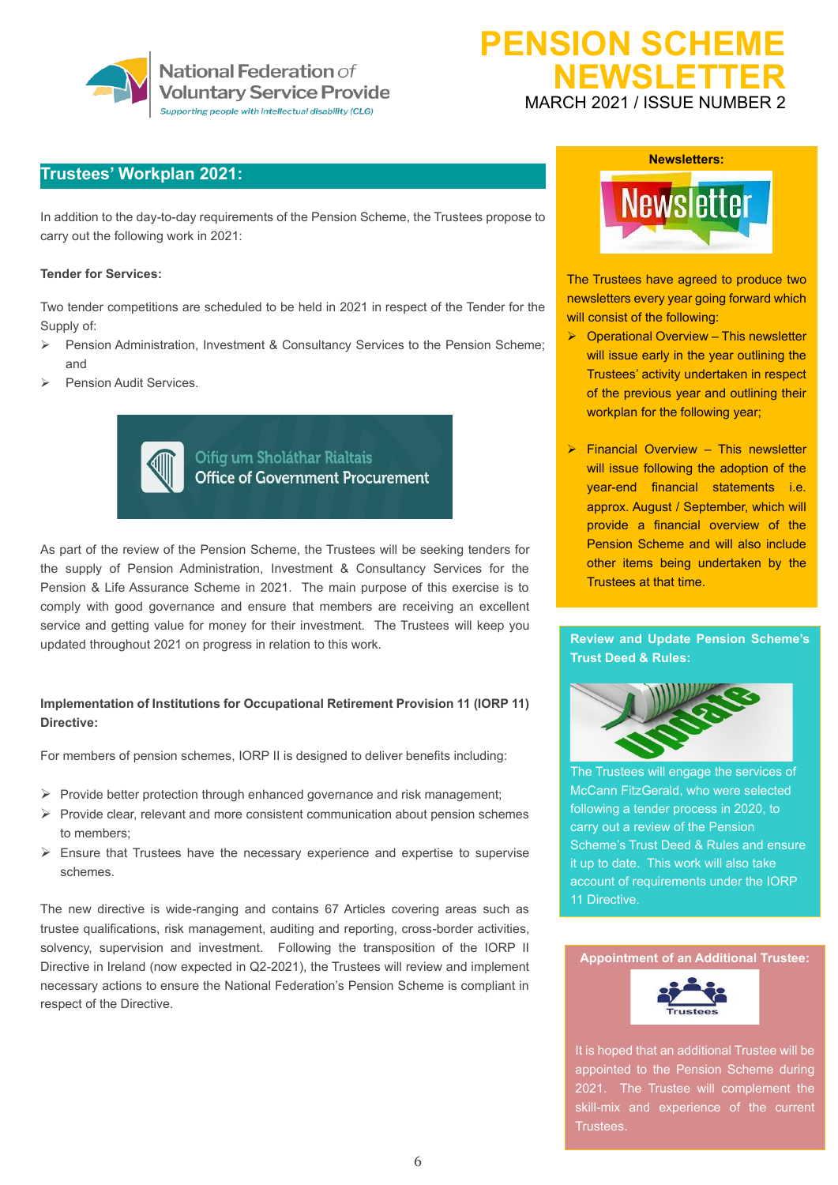# PENSION SCHEME NEWSLETTER

MARCH 2021 / ISSUE NUMBER 2

## Trustees' Workplan 2021:

In addition to the day-to-day requirements of the Pension Scheme, the Trustees propose to carry out the following work in 2021:

**Tender for Services:**

Two tender competitions are scheduled to be held in 2021 in respect of the Tender for the Supply of:

- Pension Administration, Investment & Consultancy Services to the Pension Scheme; and
- Pension Audit Services.

As part of the review of the Pension Scheme, the Trustees will be seeking tenders for the supply of Pension Administration, Investment & Consultancy Services for the Pension & Life Assurance Scheme in 2021. The main purpose of this exercise is to comply with good governance and ensure that members are receiving an excellent service and getting value for money for their investment. The Trustees will keep you updated throughout 2021 on progress in relation to this work.

**Implementation of Institutions for Occupational Retirement Provision 11 (IORP 11) Directive:**

For members of pension schemes, IORP II is designed to deliver benefits including:

- Provide better protection through enhanced governance and risk management;
- Provide clear, relevant and more consistent communication about pension schemes to members;
- Ensure that Trustees have the necessary experience and expertise to supervise schemes.

The new directive is wide-ranging and contains 67 Articles covering areas such as trustee qualifications, risk management, auditing and reporting, cross-border activities, solvency, supervision and investment. Following the transposition of the IORP II Directive in Ireland (now expected in Q2-2021), the Trustees will review and implement necessary actions to ensure the National Federation's Pension Scheme is compliant in respect of the Directive.

**Newsletters:**

The Trustees have agreed to produce two newsletters every year going forward which will consist of the following:

- Operational Overview – This newsletter will issue early in the year outlining the Trustees' activity undertaken in respect of the previous year and outlining their workplan for the following year;
- Financial Overview – This newsletter will issue following the adoption of the year-end financial statements i.e. approx. August / September, which will provide a financial overview of the Pension Scheme and will also include other items being undertaken by the Trustees at that time.

**Review and Update Pension Scheme's Trust Deed & Rules:**

The Trustees will engage the services of McCann FitzGerald, who were selected following a tender process in 2020, to carry out a review of the Pension Scheme's Trust Deed & Rules and ensure it up to date. This work will also take account of requirements under the IORP 11 Directive.

**Appointment of an Additional Trustee:**

It is hoped that an additional Trustee will be appointed to the Pension Scheme during 2021. The Trustee will complement the skill-mix and experience of the current Trustees.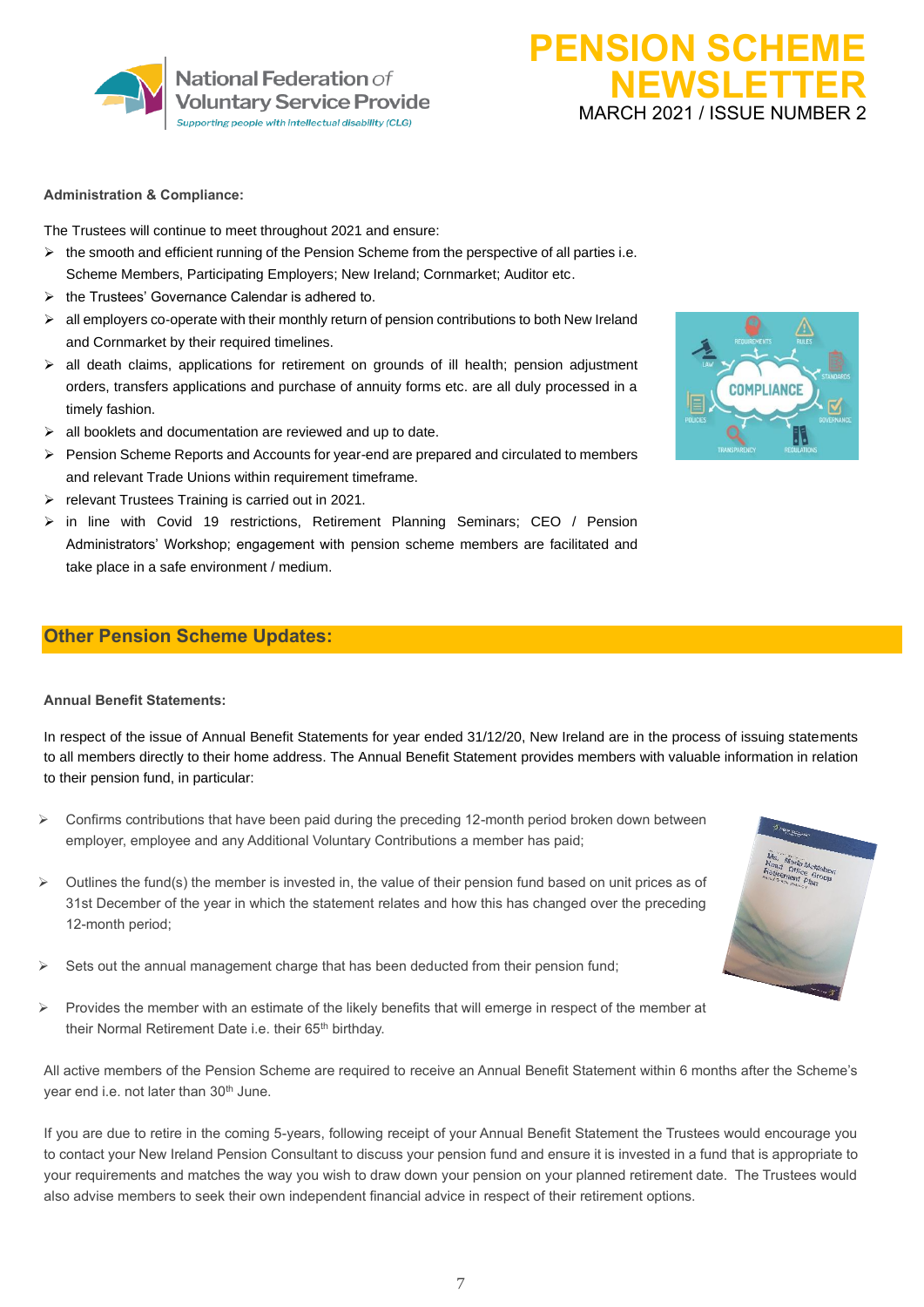**Administration & Compliance:**

The Trustees will continue to meet throughout 2021 and ensure:

- the smooth and efficient running of the Pension Scheme from the perspective of all parties i.e. Scheme Members, Participating Employers; New Ireland; Cornmarket; Auditor etc.
- the Trustees' Governance Calendar is adhered to.
- all employers co-operate with their monthly return of pension contributions to both New Ireland and Cornmarket by their required timelines.
- all death claims, applications for retirement on grounds of ill health; pension adjustment orders, transfers applications and purchase of annuity forms etc. are all duly processed in a timely fashion.
- all booklets and documentation are reviewed and up to date.
- Pension Scheme Reports and Accounts for year-end are prepared and circulated to members and relevant Trade Unions within requirement timeframe.
- relevant Trustees Training is carried out in 2021.
- in line with Covid 19 restrictions, Retirement Planning Seminars; CEO / Pension Administrators' Workshop; engagement with pension scheme members are facilitated and take place in a safe environment / medium.

## Other Pension Scheme Updates:

**Annual Benefit Statements:**

In respect of the issue of Annual Benefit Statements for year ended 31/12/20, New Ireland are in the process of issuing statements to all members directly to their home address. The Annual Benefit Statement provides members with valuable information in relation to their pension fund, in particular:

- Confirms contributions that have been paid during the preceding 12-month period broken down between employer, employee and any Additional Voluntary Contributions a member has paid;
- Outlines the fund(s) the member is invested in, the value of their pension fund based on unit prices as of 31st December of the year in which the statement relates and how this has changed over the preceding 12-month period;
- Sets out the annual management charge that has been deducted from their pension fund;
- Provides the member with an estimate of the likely benefits that will emerge in respect of the member at their Normal Retirement Date i.e. their 65th birthday.

All active members of the Pension Scheme are required to receive an Annual Benefit Statement within 6 months after the Scheme's year end i.e. not later than 30th June.

If you are due to retire in the coming 5-years, following receipt of your Annual Benefit Statement the Trustees would encourage you to contact your New Ireland Pension Consultant to discuss your pension fund and ensure it is invested in a fund that is appropriate to your requirements and matches the way you wish to draw down your pension on your planned retirement date. The Trustees would also advise members to seek their own independent financial advice in respect of their retirement options.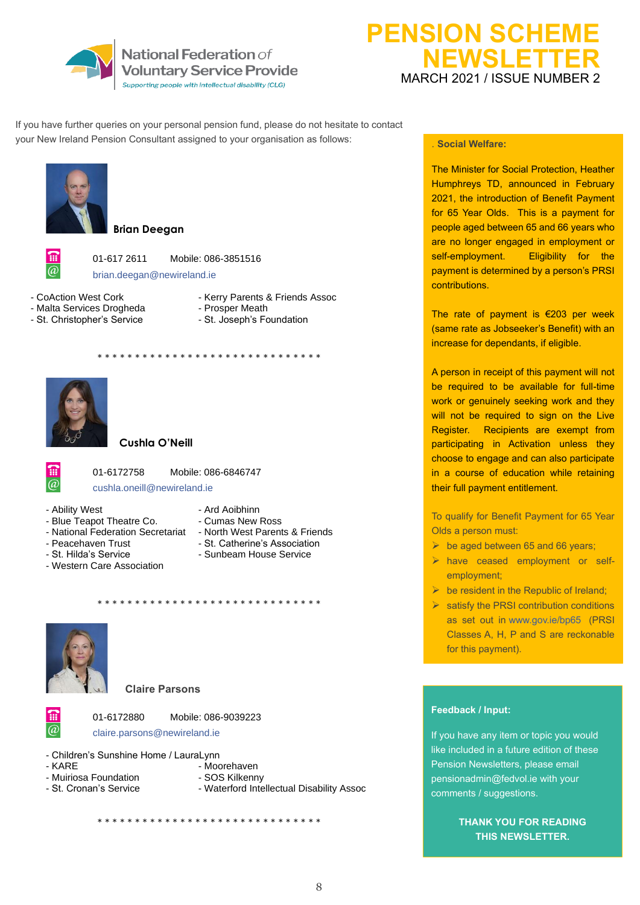If you have further queries on your personal pension fund, please do not hesitate to contact your New Ireland Pension Consultant assigned to your organisation as follows:

**Brian Deegan**

01-617 2611 Mobile: 086-3851516
brian.deegan@newireland.ie

- CoAction West Cork
- Malta Services Drogheda
- St. Christopher's Service
- Kerry Parents & Friends Assoc
- Prosper Meath
- St. Joseph's Foundation

\* \* \* \* \* \* \* \* \* \* \* \* \* \* \* \* \* \* \* \* \* \* \* \* \* \* \* \* \* \*

**Cushla O'Neill**

01-6172758 Mobile: 086-6846747
cushla.oneill@newireland.ie

- Ability West
- Blue Teapot Theatre Co.
- National Federation Secretariat
- Peacehaven Trust
- St. Hilda's Service
- Western Care Association
- Ard Aoibhinn
- Cumas New Ross
- North West Parents & Friends
- St. Catherine's Association
- Sunbeam House Service

\* \* \* \* \* \* \* \* \* \* \* \* \* \* \* \* \* \* \* \* \* \* \* \* \* \* \* \* \* \*

**Claire Parsons**

01-6172880 Mobile: 086-9039223
claire.parsons@newireland.ie

- Children's Sunshine Home / LauraLynn
- KARE
- Muiriosa Foundation
- St. Cronan's Service
- Moorehaven
- SOS Kilkenny
- Waterford Intellectual Disability Assoc

\* \* \* \* \* \* \* \* \* \* \* \* \* \* \* \* \* \* \* \* \* \* \* \* \* \* \* \* \* \*

### Social Welfare:

The Minister for Social Protection, Heather Humphreys TD, announced in February 2021, the introduction of Benefit Payment for 65 Year Olds. This is a payment for people aged between 65 and 66 years who are no longer engaged in employment or self-employment. Eligibility for the payment is determined by a person's PRSI contributions.

The rate of payment is €203 per week (same rate as Jobseeker's Benefit) with an increase for dependants, if eligible.

A person in receipt of this payment will not be required to be available for full-time work or genuinely seeking work and they will not be required to sign on the Live Register. Recipients are exempt from participating in Activation unless they choose to engage and can also participate in a course of education while retaining their full payment entitlement.

To qualify for Benefit Payment for 65 Year Olds a person must:

- be aged between 65 and 66 years;
- have ceased employment or self-employment;
- be resident in the Republic of Ireland;
- satisfy the PRSI contribution conditions as set out in www.gov.ie/bp65 (PRSI Classes A, H, P and S are reckonable for this payment).

### Feedback / Input:

If you have any item or topic you would like included in a future edition of these Pension Newsletters, please email pensionadmin@fedvol.ie with your comments / suggestions.

**THANK YOU FOR READING THIS NEWSLETTER.**